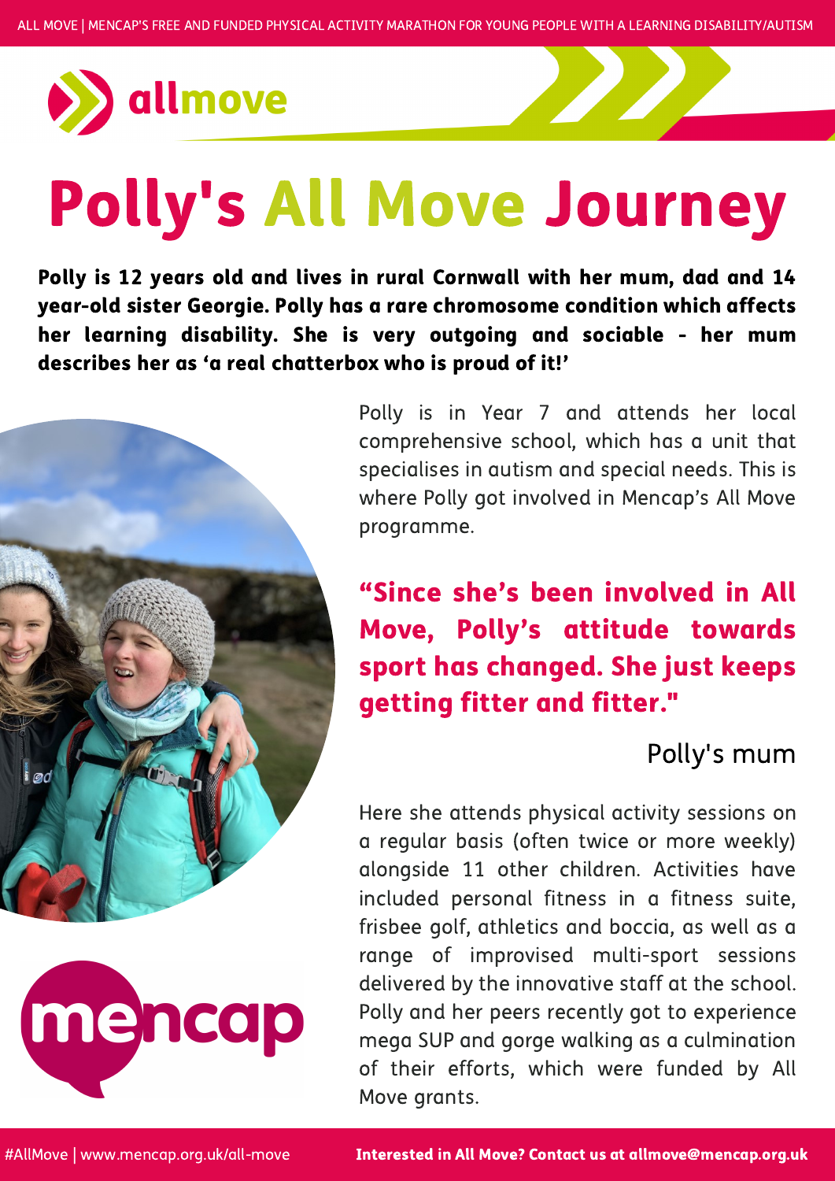ALL MOVE | MENCAP'S FREE AND FUNDED PHYSICAL ACTIVITY MARATHON FOR YOUNG PEOPLE WITH A LEARNING DISABILITY/AUTISM

allmove

# Polly's All Move Journey

**Polly is 12 years old and lives in rural Cornwall with her mum, dad and 14 year-old sister Georgie. Polly has a rare chromosome condition which affects her learning disability. She is very outgoing and sociable - her mum describes her as 'a real chatterbox who is proud of it!'**

Polly is in Year 7 and attends her local comprehensive school, which has a unit that specialises in autism and special needs. This is where Polly got involved in Mencap's All Move programme.

> **"Since she's been involved in All Move, Polly's attitude towards sport has changed. She just keeps getting fitter and fitter."**
>
> Polly's mum

Here she attends physical activity sessions on a regular basis (often twice or more weekly) alongside 11 other children. Activities have included personal fitness in a fitness suite, frisbee golf, athletics and boccia, as well as a range of improvised multi-sport sessions delivered by the innovative staff at the school. Polly and her peers recently got to experience mega SUP and gorge walking as a culmination of their efforts, which were funded by All Move grants.

mencap

#AllMove | www.mencap.org.uk/all-move

**Interested in All Move? Contact us at allmove@mencap.org.uk**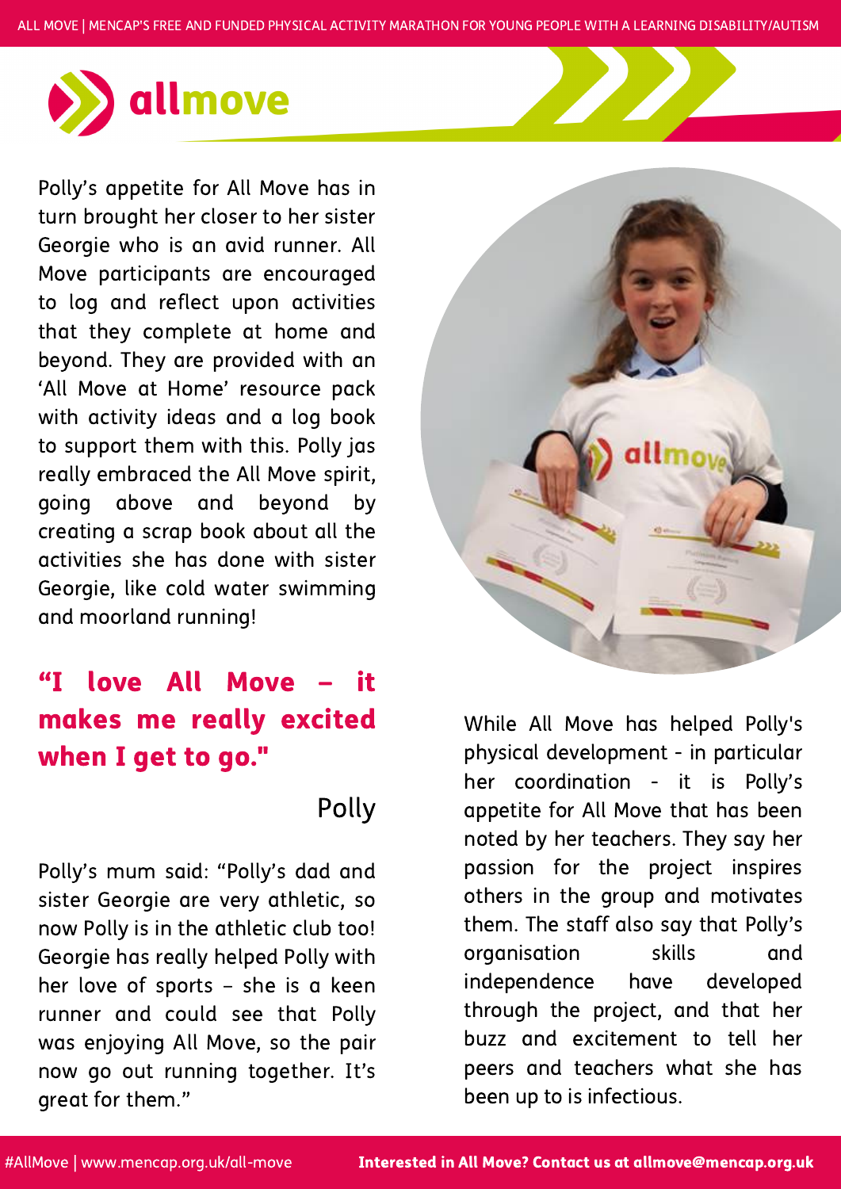Polly's appetite for All Move has in turn brought her closer to her sister Georgie who is an avid runner. All Move participants are encouraged to log and reflect upon activities that they complete at home and beyond. They are provided with an 'All Move at Home' resource pack with activity ideas and a log book to support them with this. Polly jas really embraced the All Move spirit, going above and beyond by creating a scrap book about all the activities she has done with sister Georgie, like cold water swimming and moorland running!

**"I love All Move – it makes me really excited when I get to go."**

Polly

Polly's mum said: "Polly's dad and sister Georgie are very athletic, so now Polly is in the athletic club too! Georgie has really helped Polly with her love of sports – she is a keen runner and could see that Polly was enjoying All Move, so the pair now go out running together. It's great for them."

While All Move has helped Polly's physical development - in particular her coordination - it is Polly's appetite for All Move that has been noted by her teachers. They say her passion for the project inspires others in the group and motivates them. The staff also say that Polly's organisation skills and independence have developed through the project, and that her buzz and excitement to tell her peers and teachers what she has been up to is infectious.

#AllMove | www.mencap.org.uk/all-move **Interested in All Move? Contact us at allmove@mencap.org.uk**